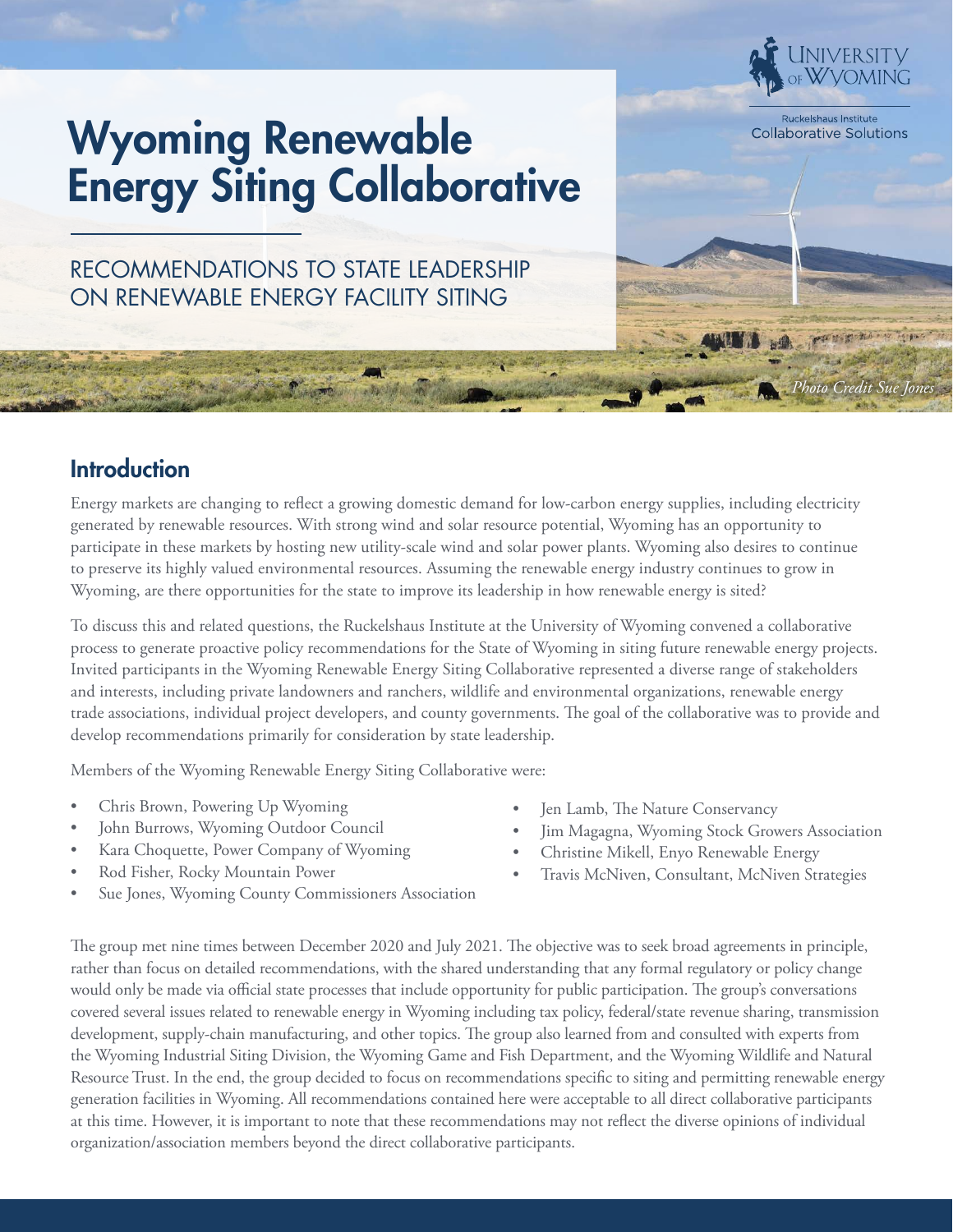University of Wyoming
Ruckelshaus Institute
Collaborative Solutions

# Wyoming Renewable Energy Siting Collaborative

RECOMMENDATIONS TO STATE LEADERSHIP ON RENEWABLE ENERGY FACILITY SITING

*Photo Credit Sue Jones*

## Introduction

Energy markets are changing to reflect a growing domestic demand for low-carbon energy supplies, including electricity generated by renewable resources. With strong wind and solar resource potential, Wyoming has an opportunity to participate in these markets by hosting new utility-scale wind and solar power plants. Wyoming also desires to continue to preserve its highly valued environmental resources. Assuming the renewable energy industry continues to grow in Wyoming, are there opportunities for the state to improve its leadership in how renewable energy is sited?

To discuss this and related questions, the Ruckelshaus Institute at the University of Wyoming convened a collaborative process to generate proactive policy recommendations for the State of Wyoming in siting future renewable energy projects. Invited participants in the Wyoming Renewable Energy Siting Collaborative represented a diverse range of stakeholders and interests, including private landowners and ranchers, wildlife and environmental organizations, renewable energy trade associations, individual project developers, and county governments. The goal of the collaborative was to provide and develop recommendations primarily for consideration by state leadership.

Members of the Wyoming Renewable Energy Siting Collaborative were:

- Chris Brown, Powering Up Wyoming
- John Burrows, Wyoming Outdoor Council
- Kara Choquette, Power Company of Wyoming
- Rod Fisher, Rocky Mountain Power
- Sue Jones, Wyoming County Commissioners Association
- Jen Lamb, The Nature Conservancy
- Jim Magagna, Wyoming Stock Growers Association
- Christine Mikell, Enyo Renewable Energy
- Travis McNiven, Consultant, McNiven Strategies

The group met nine times between December 2020 and July 2021. The objective was to seek broad agreements in principle, rather than focus on detailed recommendations, with the shared understanding that any formal regulatory or policy change would only be made via official state processes that include opportunity for public participation. The group's conversations covered several issues related to renewable energy in Wyoming including tax policy, federal/state revenue sharing, transmission development, supply-chain manufacturing, and other topics. The group also learned from and consulted with experts from the Wyoming Industrial Siting Division, the Wyoming Game and Fish Department, and the Wyoming Wildlife and Natural Resource Trust. In the end, the group decided to focus on recommendations specific to siting and permitting renewable energy generation facilities in Wyoming. All recommendations contained here were acceptable to all direct collaborative participants at this time. However, it is important to note that these recommendations may not reflect the diverse opinions of individual organization/association members beyond the direct collaborative participants.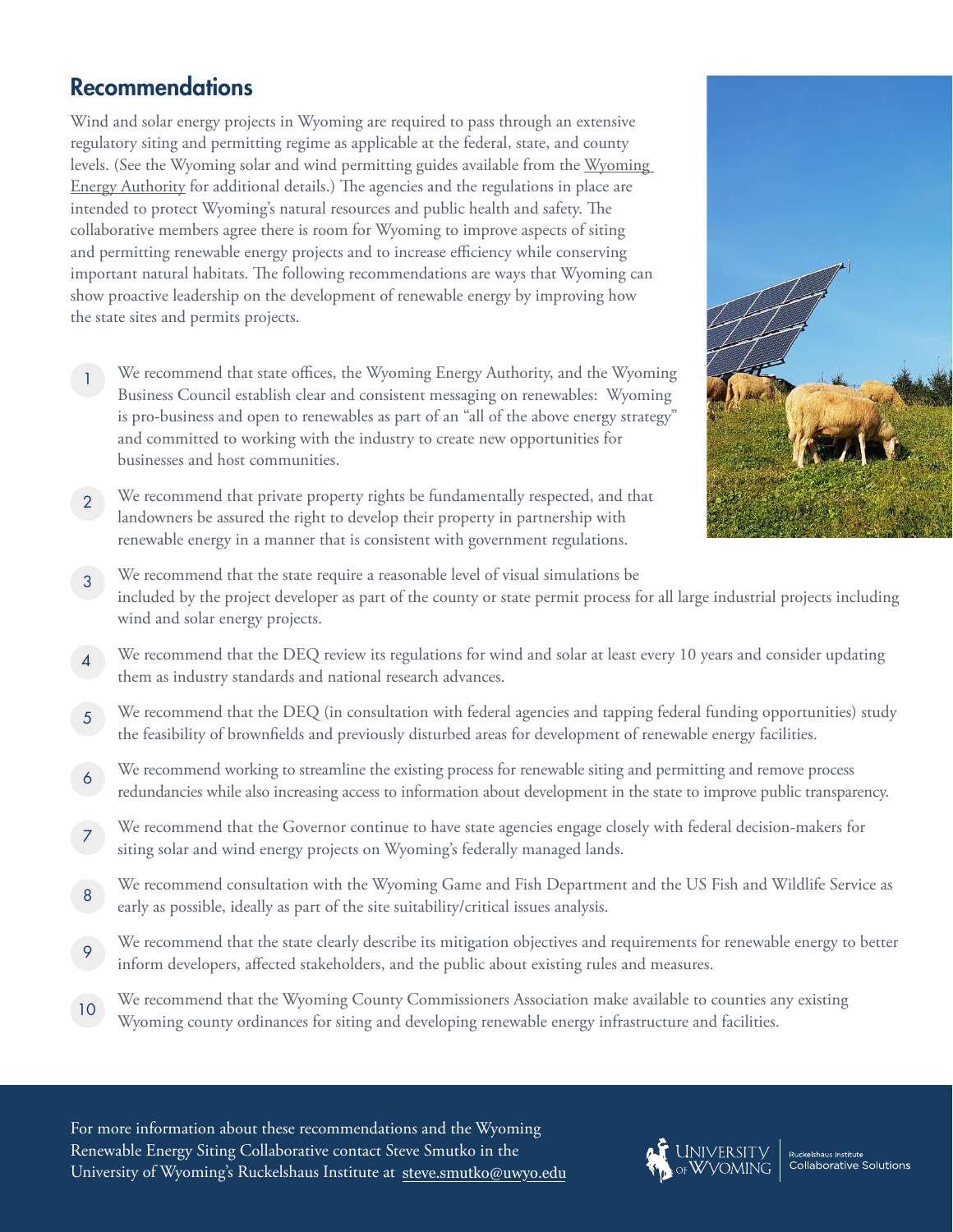## Recommendations

Wind and solar energy projects in Wyoming are required to pass through an extensive regulatory siting and permitting regime as applicable at the federal, state, and county levels. (See the Wyoming solar and wind permitting guides available from the Wyoming Energy Authority for additional details.) The agencies and the regulations in place are intended to protect Wyoming's natural resources and public health and safety. The collaborative members agree there is room for Wyoming to improve aspects of siting and permitting renewable energy projects and to increase efficiency while conserving important natural habitats. The following recommendations are ways that Wyoming can show proactive leadership on the development of renewable energy by improving how the state sites and permits projects.

1. We recommend that state offices, the Wyoming Energy Authority, and the Wyoming Business Council establish clear and consistent messaging on renewables: Wyoming is pro-business and open to renewables as part of an "all of the above energy strategy" and committed to working with the industry to create new opportunities for businesses and host communities.
2. We recommend that private property rights be fundamentally respected, and that landowners be assured the right to develop their property in partnership with renewable energy in a manner that is consistent with government regulations.
3. We recommend that the state require a reasonable level of visual simulations be included by the project developer as part of the county or state permit process for all large industrial projects including wind and solar energy projects.
4. We recommend that the DEQ review its regulations for wind and solar at least every 10 years and consider updating them as industry standards and national research advances.
5. We recommend that the DEQ (in consultation with federal agencies and tapping federal funding opportunities) study the feasibility of brownfields and previously disturbed areas for development of renewable energy facilities.
6. We recommend working to streamline the existing process for renewable siting and permitting and remove process redundancies while also increasing access to information about development in the state to improve public transparency.
7. We recommend that the Governor continue to have state agencies engage closely with federal decision-makers for siting solar and wind energy projects on Wyoming's federally managed lands.
8. We recommend consultation with the Wyoming Game and Fish Department and the US Fish and Wildlife Service as early as possible, ideally as part of the site suitability/critical issues analysis.
9. We recommend that the state clearly describe its mitigation objectives and requirements for renewable energy to better inform developers, affected stakeholders, and the public about existing rules and measures.
10. We recommend that the Wyoming County Commissioners Association make available to counties any existing Wyoming county ordinances for siting and developing renewable energy infrastructure and facilities.

For more information about these recommendations and the Wyoming Renewable Energy Siting Collaborative contact Steve Smutko in the University of Wyoming's Ruckelshaus Institute at steve.smutko@uwyo.edu

University of Wyoming | Ruckelshaus Institute Collaborative Solutions